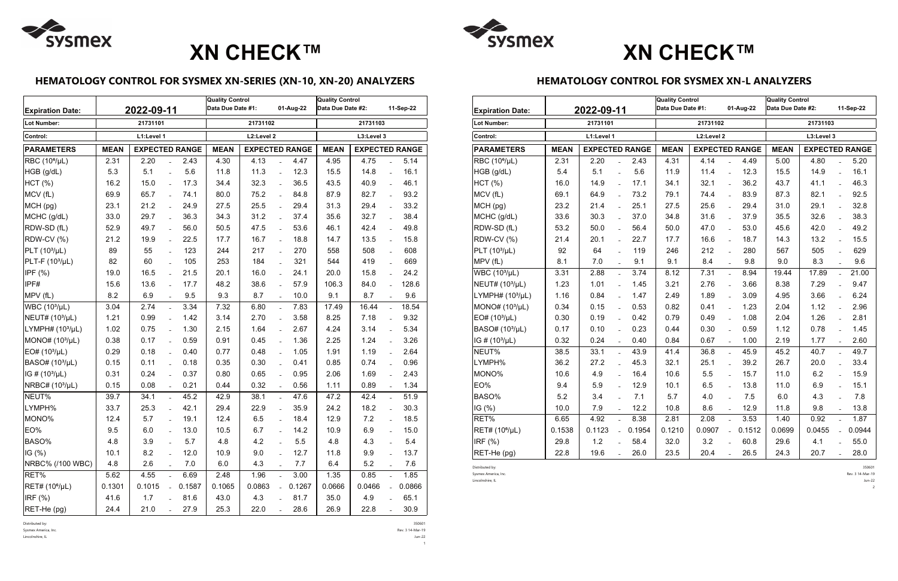# XN CHECK™

## HEMATOLOGY CONTROL FOR SYSMEX XN-SERIES (XN-10, XN-20) ANALYZERS

| Expiration Date: | 2022-09-11 | | | | Quality Control Data Due Date #1: 01-Aug-22 | | | | Quality Control Data Due Date #2: 11-Sep-22 | | | |
|---|---|---|---|---|---|---|---|---|---|---|---|---|
| Lot Number: | 21731101 | | | | 21731102 | | | | 21731103 | | | |
| Control: | L1:Level 1 | | | | L2:Level 2 | | | | L3:Level 3 | | | |
| PARAMETERS | MEAN | EXPECTED RANGE | | | MEAN | EXPECTED RANGE | | | MEAN | EXPECTED RANGE | | |
| RBC ($10^6$/μL) | 2.31 | 2.20 | - | 2.43 | 4.30 | 4.13 | - | 4.47 | 4.95 | 4.75 | - | 5.14 |
| HGB (g/dL) | 5.3 | 5.1 | - | 5.6 | 11.8 | 11.3 | - | 12.3 | 15.5 | 14.8 | - | 16.1 |
| HCT (%) | 16.2 | 15.0 | - | 17.3 | 34.4 | 32.3 | - | 36.5 | 43.5 | 40.9 | - | 46.1 |
| MCV (fL) | 69.9 | 65.7 | - | 74.1 | 80.0 | 75.2 | - | 84.8 | 87.9 | 82.7 | - | 93.2 |
| MCH (pg) | 23.1 | 21.2 | - | 24.9 | 27.5 | 25.5 | - | 29.4 | 31.3 | 29.4 | - | 33.2 |
| MCHC (g/dL) | 33.0 | 29.7 | - | 36.3 | 34.3 | 31.2 | - | 37.4 | 35.6 | 32.7 | - | 38.4 |
| RDW-SD (fL) | 52.9 | 49.7 | - | 56.0 | 50.5 | 47.5 | - | 53.6 | 46.1 | 42.4 | - | 49.8 |
| RDW-CV (%) | 21.2 | 19.9 | - | 22.5 | 17.7 | 16.7 | - | 18.8 | 14.7 | 13.5 | - | 15.8 |
| PLT ($10^3$/μL) | 89 | 55 | - | 123 | 244 | 217 | - | 270 | 558 | 508 | - | 608 |
| PLT-F ($10^3$/μL) | 82 | 60 | - | 105 | 253 | 184 | - | 321 | 544 | 419 | - | 669 |
| IPF (%) | 19.0 | 16.5 | - | 21.5 | 20.1 | 16.0 | - | 24.1 | 20.0 | 15.8 | - | 24.2 |
| IPF# | 15.6 | 13.6 | - | 17.7 | 48.2 | 38.6 | - | 57.9 | 106.3 | 84.0 | - | 128.6 |
| MPV (fL) | 8.2 | 6.9 | - | 9.5 | 9.3 | 8.7 | - | 10.0 | 9.1 | 8.7 | - | 9.6 |
| WBC ($10^3$/μL) | 3.04 | 2.74 | - | 3.34 | 7.32 | 6.80 | - | 7.83 | 17.49 | 16.44 | - | 18.54 |
| NEUT# ($10^3$/μL) | 1.21 | 0.99 | - | 1.42 | 3.14 | 2.70 | - | 3.58 | 8.25 | 7.18 | - | 9.32 |
| LYMPH# ($10^3$/μL) | 1.02 | 0.75 | - | 1.30 | 2.15 | 1.64 | - | 2.67 | 4.24 | 3.14 | - | 5.34 |
| MONO# ($10^3$/μL) | 0.38 | 0.17 | - | 0.59 | 0.91 | 0.45 | - | 1.36 | 2.25 | 1.24 | - | 3.26 |
| EO# ($10^3$/μL) | 0.29 | 0.18 | - | 0.40 | 0.77 | 0.48 | - | 1.05 | 1.91 | 1.19 | - | 2.64 |
| BASO# ($10^3$/μL) | 0.15 | 0.11 | - | 0.18 | 0.35 | 0.30 | - | 0.41 | 0.85 | 0.74 | - | 0.96 |
| IG # ($10^3$/μL) | 0.31 | 0.24 | - | 0.37 | 0.80 | 0.65 | - | 0.95 | 2.06 | 1.69 | - | 2.43 |
| NRBC# ($10^3$/μL) | 0.15 | 0.08 | - | 0.21 | 0.44 | 0.32 | - | 0.56 | 1.11 | 0.89 | - | 1.34 |
| NEUT% | 39.7 | 34.1 | - | 45.2 | 42.9 | 38.1 | - | 47.6 | 47.2 | 42.4 | - | 51.9 |
| LYMPH% | 33.7 | 25.3 | - | 42.1 | 29.4 | 22.9 | - | 35.9 | 24.2 | 18.2 | - | 30.3 |
| MONO% | 12.4 | 5.7 | - | 19.1 | 12.4 | 6.5 | - | 18.4 | 12.9 | 7.2 | - | 18.5 |
| EO% | 9.5 | 6.0 | - | 13.0 | 10.5 | 6.7 | - | 14.2 | 10.9 | 6.9 | - | 15.0 |
| BASO% | 4.8 | 3.9 | - | 5.7 | 4.8 | 4.2 | - | 5.5 | 4.8 | 4.3 | - | 5.4 |
| IG (%) | 10.1 | 8.2 | - | 12.0 | 10.9 | 9.0 | - | 12.7 | 11.8 | 9.9 | - | 13.7 |
| NRBC% (/100 WBC) | 4.8 | 2.6 | - | 7.0 | 6.0 | 4.3 | - | 7.7 | 6.4 | 5.2 | - | 7.6 |
| RET% | 5.62 | 4.55 | - | 6.69 | 2.48 | 1.96 | - | 3.00 | 1.35 | 0.85 | - | 1.85 |
| RET# ($10^6$/μL) | 0.1301 | 0.1015 | - | 0.1587 | 0.1065 | 0.0863 | - | 0.1267 | 0.0666 | 0.0466 | - | 0.0866 |
| IRF (%) | 41.6 | 1.7 | - | 81.6 | 43.0 | 4.3 | - | 81.7 | 35.0 | 4.9 | - | 65.1 |
| RET-He (pg) | 24.4 | 21.0 | - | 27.9 | 25.3 | 22.0 | - | 28.6 | 26.9 | 22.8 | - | 30.9 |

Distributed by:
Sysmex America, Inc.
Lincolnshire, IL

350601
Rev. 3 14-Mar-19
Jun-22

# XN CHECK™

## HEMATOLOGY CONTROL FOR SYSMEX XN-L ANALYZERS

| Expiration Date: | 2022-09-11 | | | | Quality Control Data Due Date #1: 01-Aug-22 | | | | Quality Control Data Due Date #2: 11-Sep-22 | | | |
|---|---|---|---|---|---|---|---|---|---|---|---|---|
| Lot Number: | 21731101 | | | | 21731102 | | | | 21731103 | | | |
| Control: | L1:Level 1 | | | | L2:Level 2 | | | | L3:Level 3 | | | |
| PARAMETERS | MEAN | EXPECTED RANGE | | | MEAN | EXPECTED RANGE | | | MEAN | EXPECTED RANGE | | |
| RBC ($10^6$/μL) | 2.31 | 2.20 | - | 2.43 | 4.31 | 4.14 | - | 4.49 | 5.00 | 4.80 | - | 5.20 |
| HGB (g/dL) | 5.4 | 5.1 | - | 5.6 | 11.9 | 11.4 | - | 12.3 | 15.5 | 14.9 | - | 16.1 |
| HCT (%) | 16.0 | 14.9 | - | 17.1 | 34.1 | 32.1 | - | 36.2 | 43.7 | 41.1 | - | 46.3 |
| MCV (fL) | 69.1 | 64.9 | - | 73.2 | 79.1 | 74.4 | - | 83.9 | 87.3 | 82.1 | - | 92.5 |
| MCH (pg) | 23.2 | 21.4 | - | 25.1 | 27.5 | 25.6 | - | 29.4 | 31.0 | 29.1 | - | 32.8 |
| MCHC (g/dL) | 33.6 | 30.3 | - | 37.0 | 34.8 | 31.6 | - | 37.9 | 35.5 | 32.6 | - | 38.3 |
| RDW-SD (fL) | 53.2 | 50.0 | - | 56.4 | 50.0 | 47.0 | - | 53.0 | 45.6 | 42.0 | - | 49.2 |
| RDW-CV (%) | 21.4 | 20.1 | - | 22.7 | 17.7 | 16.6 | - | 18.7 | 14.3 | 13.2 | - | 15.5 |
| PLT ($10^3$/μL) | 92 | 64 | - | 119 | 246 | 212 | - | 280 | 567 | 505 | - | 629 |
| MPV (fL) | 8.1 | 7.0 | - | 9.1 | 9.1 | 8.4 | - | 9.8 | 9.0 | 8.3 | - | 9.6 |
| WBC ($10^3$/μL) | 3.31 | 2.88 | - | 3.74 | 8.12 | 7.31 | - | 8.94 | 19.44 | 17.89 | - | 21.00 |
| NEUT# ($10^3$/μL) | 1.23 | 1.01 | - | 1.45 | 3.21 | 2.76 | - | 3.66 | 8.38 | 7.29 | - | 9.47 |
| LYMPH# ($10^3$/μL) | 1.16 | 0.84 | - | 1.47 | 2.49 | 1.89 | - | 3.09 | 4.95 | 3.66 | - | 6.24 |
| MONO# ($10^3$/μL) | 0.34 | 0.15 | - | 0.53 | 0.82 | 0.41 | - | 1.23 | 2.04 | 1.12 | - | 2.96 |
| EO# ($10^3$/μL) | 0.30 | 0.19 | - | 0.42 | 0.79 | 0.49 | - | 1.08 | 2.04 | 1.26 | - | 2.81 |
| BASO# ($10^3$/μL) | 0.17 | 0.10 | - | 0.23 | 0.44 | 0.30 | - | 0.59 | 1.12 | 0.78 | - | 1.45 |
| IG # ($10^3$/μL) | 0.32 | 0.24 | - | 0.40 | 0.84 | 0.67 | - | 1.00 | 2.19 | 1.77 | - | 2.60 |
| NEUT% | 38.5 | 33.1 | - | 43.9 | 41.4 | 36.8 | - | 45.9 | 45.2 | 40.7 | - | 49.7 |
| LYMPH% | 36.2 | 27.2 | - | 45.3 | 32.1 | 25.1 | - | 39.2 | 26.7 | 20.0 | - | 33.4 |
| MONO% | 10.6 | 4.9 | - | 16.4 | 10.6 | 5.5 | - | 15.7 | 11.0 | 6.2 | - | 15.9 |
| EO% | 9.4 | 5.9 | - | 12.9 | 10.1 | 6.5 | - | 13.8 | 11.0 | 6.9 | - | 15.1 |
| BASO% | 5.2 | 3.4 | - | 7.1 | 5.7 | 4.0 | - | 7.5 | 6.0 | 4.3 | - | 7.8 |
| IG (%) | 10.0 | 7.9 | - | 12.2 | 10.8 | 8.6 | - | 12.9 | 11.8 | 9.8 | - | 13.8 |
| RET% | 6.65 | 4.92 | - | 8.38 | 2.81 | 2.08 | - | 3.53 | 1.40 | 0.92 | - | 1.87 |
| RET# ($10^6$/μL) | 0.1538 | 0.1123 | - | 0.1954 | 0.1210 | 0.0907 | - | 0.1512 | 0.0699 | 0.0455 | - | 0.0944 |
| IRF (%) | 29.8 | 1.2 | - | 58.4 | 32.0 | 3.2 | - | 60.8 | 29.6 | 4.1 | - | 55.0 |
| RET-He (pg) | 22.8 | 19.6 | - | 26.0 | 23.5 | 20.4 | - | 26.5 | 24.3 | 20.7 | - | 28.0 |

Distributed by:
Sysmex America, Inc.
Lincolnshire, IL

350601
Rev. 3 14-Mar-19
Jun-22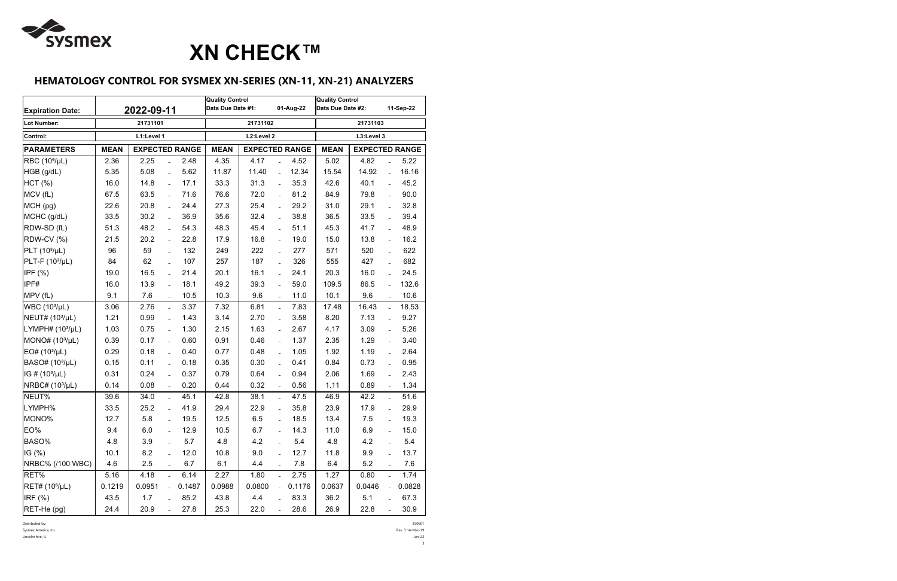# XN CHECK™

## HEMATOLOGY CONTROL FOR SYSMEX XN-SERIES (XN-11, XN-21) ANALYZERS

| Expiration Date: | 2022-09-11 | | | Quality Control Data Due Date #1: 01-Aug-22 | | | Quality Control Data Due Date #2: 11-Sep-22 | | |
|---|---|---|---|---|---|---|---|---|---|
| **Lot Number:** | 21731101 | | | 21731102 | | | 21731103 | | |
| **Control:** | L1:Level 1 | | | L2:Level 2 | | | L3:Level 3 | | |
| **PARAMETERS** | **MEAN** | **EXPECTED RANGE** | | **MEAN** | **EXPECTED RANGE** | | **MEAN** | **EXPECTED RANGE** | |
| RBC ($10^6$/µL) | 2.36 | 2.25 | 2.48 | 4.35 | 4.17 | 4.52 | 5.02 | 4.82 | 5.22 |
| HGB (g/dL) | 5.35 | 5.08 | 5.62 | 11.87 | 11.40 | 12.34 | 15.54 | 14.92 | 16.16 |
| HCT (%) | 16.0 | 14.8 | 17.1 | 33.3 | 31.3 | 35.3 | 42.6 | 40.1 | 45.2 |
| MCV (fL) | 67.5 | 63.5 | 71.6 | 76.6 | 72.0 | 81.2 | 84.9 | 79.8 | 90.0 |
| MCH (pg) | 22.6 | 20.8 | 24.4 | 27.3 | 25.4 | 29.2 | 31.0 | 29.1 | 32.8 |
| MCHC (g/dL) | 33.5 | 30.2 | 36.9 | 35.6 | 32.4 | 38.8 | 36.5 | 33.5 | 39.4 |
| RDW-SD (fL) | 51.3 | 48.2 | 54.3 | 48.3 | 45.4 | 51.1 | 45.3 | 41.7 | 48.9 |
| RDW-CV (%) | 21.5 | 20.2 | 22.8 | 17.9 | 16.8 | 19.0 | 15.0 | 13.8 | 16.2 |
| PLT ($10^3$/µL) | 96 | 59 | 132 | 249 | 222 | 277 | 571 | 520 | 622 |
| PLT-F ($10^3$/µL) | 84 | 62 | 107 | 257 | 187 | 326 | 555 | 427 | 682 |
| IPF (%) | 19.0 | 16.5 | 21.4 | 20.1 | 16.1 | 24.1 | 20.3 | 16.0 | 24.5 |
| IPF# | 16.0 | 13.9 | 18.1 | 49.2 | 39.3 | 59.0 | 109.5 | 86.5 | 132.6 |
| MPV (fL) | 9.1 | 7.6 | 10.5 | 10.3 | 9.6 | 11.0 | 10.1 | 9.6 | 10.6 |
| WBC ($10^3$/µL) | 3.06 | 2.76 | 3.37 | 7.32 | 6.81 | 7.83 | 17.48 | 16.43 | 18.53 |
| NEUT# ($10^3$/µL) | 1.21 | 0.99 | 1.43 | 3.14 | 2.70 | 3.58 | 8.20 | 7.13 | 9.27 |
| LYMPH# ($10^3$/µL) | 1.03 | 0.75 | 1.30 | 2.15 | 1.63 | 2.67 | 4.17 | 3.09 | 5.26 |
| MONO# ($10^3$/µL) | 0.39 | 0.17 | 0.60 | 0.91 | 0.46 | 1.37 | 2.35 | 1.29 | 3.40 |
| EO# ($10^3$/µL) | 0.29 | 0.18 | 0.40 | 0.77 | 0.48 | 1.05 | 1.92 | 1.19 | 2.64 |
| BASO# ($10^3$/µL) | 0.15 | 0.11 | 0.18 | 0.35 | 0.30 | 0.41 | 0.84 | 0.73 | 0.95 |
| IG # ($10^3$/µL) | 0.31 | 0.24 | 0.37 | 0.79 | 0.64 | 0.94 | 2.06 | 1.69 | 2.43 |
| NRBC# ($10^3$/µL) | 0.14 | 0.08 | 0.20 | 0.44 | 0.32 | 0.56 | 1.11 | 0.89 | 1.34 |
| NEUT% | 39.6 | 34.0 | 45.1 | 42.8 | 38.1 | 47.5 | 46.9 | 42.2 | 51.6 |
| LYMPH% | 33.5 | 25.2 | 41.9 | 29.4 | 22.9 | 35.8 | 23.9 | 17.9 | 29.9 |
| MONO% | 12.7 | 5.8 | 19.5 | 12.5 | 6.5 | 18.5 | 13.4 | 7.5 | 19.3 |
| EO% | 9.4 | 6.0 | 12.9 | 10.5 | 6.7 | 14.3 | 11.0 | 6.9 | 15.0 |
| BASO% | 4.8 | 3.9 | 5.7 | 4.8 | 4.2 | 5.4 | 4.8 | 4.2 | 5.4 |
| IG (%) | 10.1 | 8.2 | 12.0 | 10.8 | 9.0 | 12.7 | 11.8 | 9.9 | 13.7 |
| NRBC% (/100 WBC) | 4.6 | 2.5 | 6.7 | 6.1 | 4.4 | 7.8 | 6.4 | 5.2 | 7.6 |
| RET% | 5.16 | 4.18 | 6.14 | 2.27 | 1.80 | 2.75 | 1.27 | 0.80 | 1.74 |
| RET# ($10^6$/µL) | 0.1219 | 0.0951 | 0.1487 | 0.0988 | 0.0800 | 0.1176 | 0.0637 | 0.0446 | 0.0828 |
| IRF (%) | 43.5 | 1.7 | 85.2 | 43.8 | 4.4 | 83.3 | 36.2 | 5.1 | 67.3 |
| RET-He (pg) | 24.4 | 20.9 | 27.8 | 25.3 | 22.0 | 28.6 | 26.9 | 22.8 | 30.9 |

Distributed by:
Sysmex America, Inc.
Lincolnshire, IL

350601
Rev. 3 14-Mar-19
Jun-22